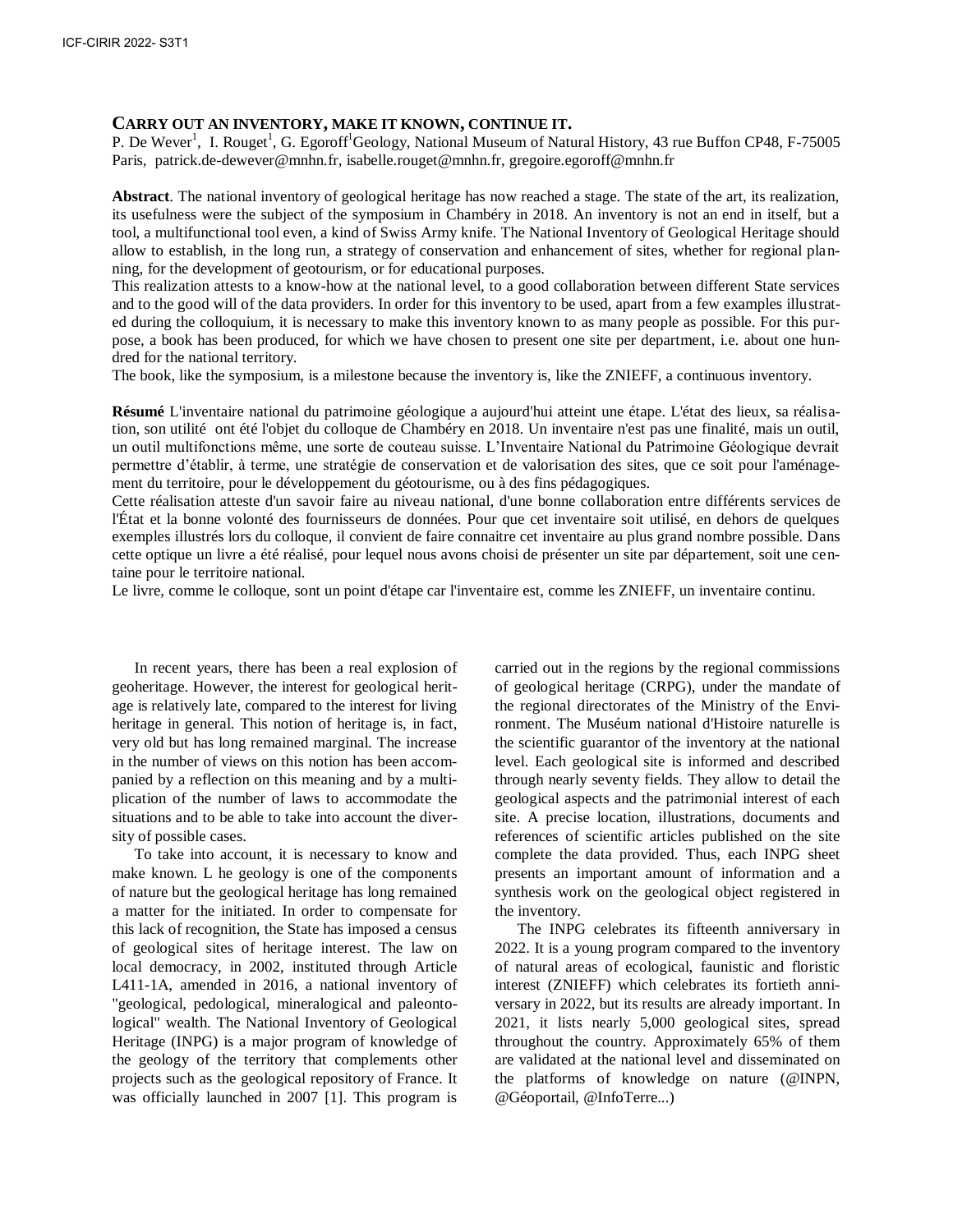# CARRY OUT AN INVENTORY, MAKE IT KNOWN, CONTINUE IT.

P. De Wever[1], I. Rouget[1], G. Egoroff[1]Geology, National Museum of Natural History, 43 rue Buffon CP48, F-75005 Paris, patrick.de-dewever@mnhn.fr, isabelle.rouget@mnhn.fr, gregoire.egoroff@mnhn.fr

**Abstract**. The national inventory of geological heritage has now reached a stage. The state of the art, its realization, its usefulness were the subject of the symposium in Chambéry in 2018. An inventory is not an end in itself, but a tool, a multifunctional tool even, a kind of Swiss Army knife. The National Inventory of Geological Heritage should allow to establish, in the long run, a strategy of conservation and enhancement of sites, whether for regional planning, for the development of geotourism, or for educational purposes.
This realization attests to a know-how at the national level, to a good collaboration between different State services and to the good will of the data providers. In order for this inventory to be used, apart from a few examples illustrated during the colloquium, it is necessary to make this inventory known to as many people as possible. For this purpose, a book has been produced, for which we have chosen to present one site per department, i.e. about one hundred for the national territory.
The book, like the symposium, is a milestone because the inventory is, like the ZNIEFF, a continuous inventory.

**Résumé** L'inventaire national du patrimoine géologique a aujourd'hui atteint une étape. L'état des lieux, sa réalisation, son utilité ont été l'objet du colloque de Chambéry en 2018. Un inventaire n'est pas une finalité, mais un outil, un outil multifonctions même, une sorte de couteau suisse. L'Inventaire National du Patrimoine Géologique devrait permettre d'établir, à terme, une stratégie de conservation et de valorisation des sites, que ce soit pour l'aménagement du territoire, pour le développement du géotourisme, ou à des fins pédagogiques.
Cette réalisation atteste d'un savoir faire au niveau national, d'une bonne collaboration entre différents services de l'État et la bonne volonté des fournisseurs de données. Pour que cet inventaire soit utilisé, en dehors de quelques exemples illustrés lors du colloque, il convient de faire connaitre cet inventaire au plus grand nombre possible. Dans cette optique un livre a été réalisé, pour lequel nous avons choisi de présenter un site par département, soit une centaine pour le territoire national.
Le livre, comme le colloque, sont un point d'étape car l'inventaire est, comme les ZNIEFF, un inventaire continu.

In recent years, there has been a real explosion of geoheritage. However, the interest for geological heritage is relatively late, compared to the interest for living heritage in general. This notion of heritage is, in fact, very old but has long remained marginal. The increase in the number of views on this notion has been accompanied by a reflection on this meaning and by a multiplication of the number of laws to accommodate the situations and to be able to take into account the diversity of possible cases.

To take into account, it is necessary to know and make known. L he geology is one of the components of nature but the geological heritage has long remained a matter for the initiated. In order to compensate for this lack of recognition, the State has imposed a census of geological sites of heritage interest. The law on local democracy, in 2002, instituted through Article L411-1A, amended in 2016, a national inventory of "geological, pedological, mineralogical and paleontological" wealth. The National Inventory of Geological Heritage (INPG) is a major program of knowledge of the geology of the territory that complements other projects such as the geological repository of France. It was officially launched in 2007 [1]. This program is carried out in the regions by the regional commissions of geological heritage (CRPG), under the mandate of the regional directorates of the Ministry of the Environment. The Muséum national d'Histoire naturelle is the scientific guarantor of the inventory at the national level. Each geological site is informed and described through nearly seventy fields. They allow to detail the geological aspects and the patrimonial interest of each site. A precise location, illustrations, documents and references of scientific articles published on the site complete the data provided. Thus, each INPG sheet presents an important amount of information and a synthesis work on the geological object registered in the inventory.

The INPG celebrates its fifteenth anniversary in 2022. It is a young program compared to the inventory of natural areas of ecological, faunistic and floristic interest (ZNIEFF) which celebrates its fortieth anniversary in 2022, but its results are already important. In 2021, it lists nearly 5,000 geological sites, spread throughout the country. Approximately 65% of them are validated at the national level and disseminated on the platforms of knowledge on nature (@INPN, @Géoportail, @InfoTerre...)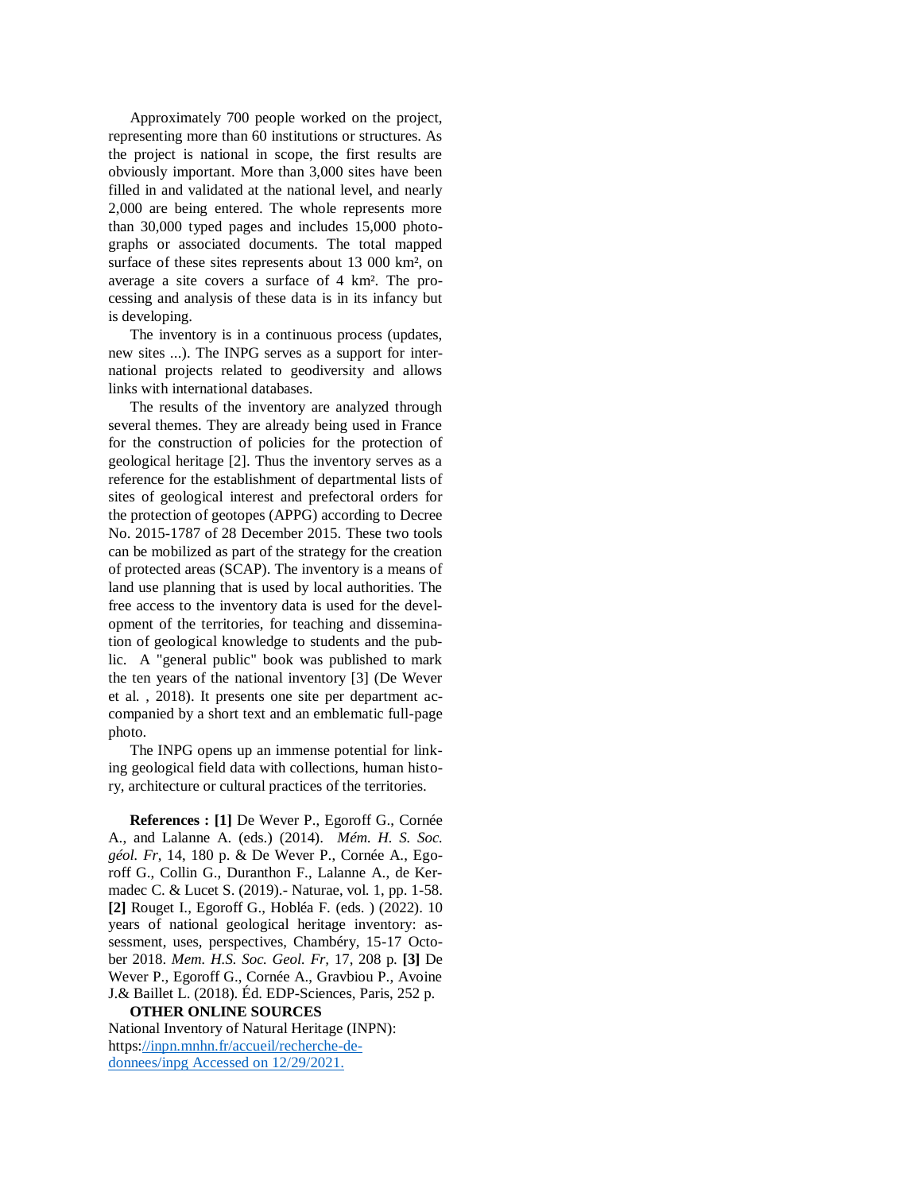Approximately 700 people worked on the project, representing more than 60 institutions or structures. As the project is national in scope, the first results are obviously important. More than 3,000 sites have been filled in and validated at the national level, and nearly 2,000 are being entered. The whole represents more than 30,000 typed pages and includes 15,000 photographs or associated documents. The total mapped surface of these sites represents about 13 000 km², on average a site covers a surface of 4 km². The processing and analysis of these data is in its infancy but is developing.

The inventory is in a continuous process (updates, new sites ...). The INPG serves as a support for international projects related to geodiversity and allows links with international databases.

The results of the inventory are analyzed through several themes. They are already being used in France for the construction of policies for the protection of geological heritage [2]. Thus the inventory serves as a reference for the establishment of departmental lists of sites of geological interest and prefectoral orders for the protection of geotopes (APPG) according to Decree No. 2015-1787 of 28 December 2015. These two tools can be mobilized as part of the strategy for the creation of protected areas (SCAP). The inventory is a means of land use planning that is used by local authorities. The free access to the inventory data is used for the development of the territories, for teaching and dissemination of geological knowledge to students and the public. A "general public" book was published to mark the ten years of the national inventory [3] (De Wever et al. , 2018). It presents one site per department accompanied by a short text and an emblematic full-page photo.

The INPG opens up an immense potential for linking geological field data with collections, human history, architecture or cultural practices of the territories.

**References : [1]** De Wever P., Egoroff G., Cornée A., and Lalanne A. (eds.) (2014). *Mém. H. S. Soc. géol. Fr*, 14, 180 p. & De Wever P., Cornée A., Egoroff G., Collin G., Duranthon F., Lalanne A., de Kermadec C. & Lucet S. (2019).- Naturae, vol. 1, pp. 1-58. **[2]** Rouget I., Egoroff G., Hobléa F. (eds. ) (2022). 10 years of national geological heritage inventory: assessment, uses, perspectives, Chambéry, 15-17 October 2018. *Mem. H.S. Soc. Geol. Fr,* 17, 208 p. **[3]** De Wever P., Egoroff G., Cornée A., Gravbiou P., Avoine J.& Baillet L. (2018). Éd. EDP-Sciences, Paris, 252 p.

**OTHER ONLINE SOURCES**

National Inventory of Natural Heritage (INPN): https://inpn.mnhn.fr/accueil/recherche-de-donnees/inpg Accessed on 12/29/2021.